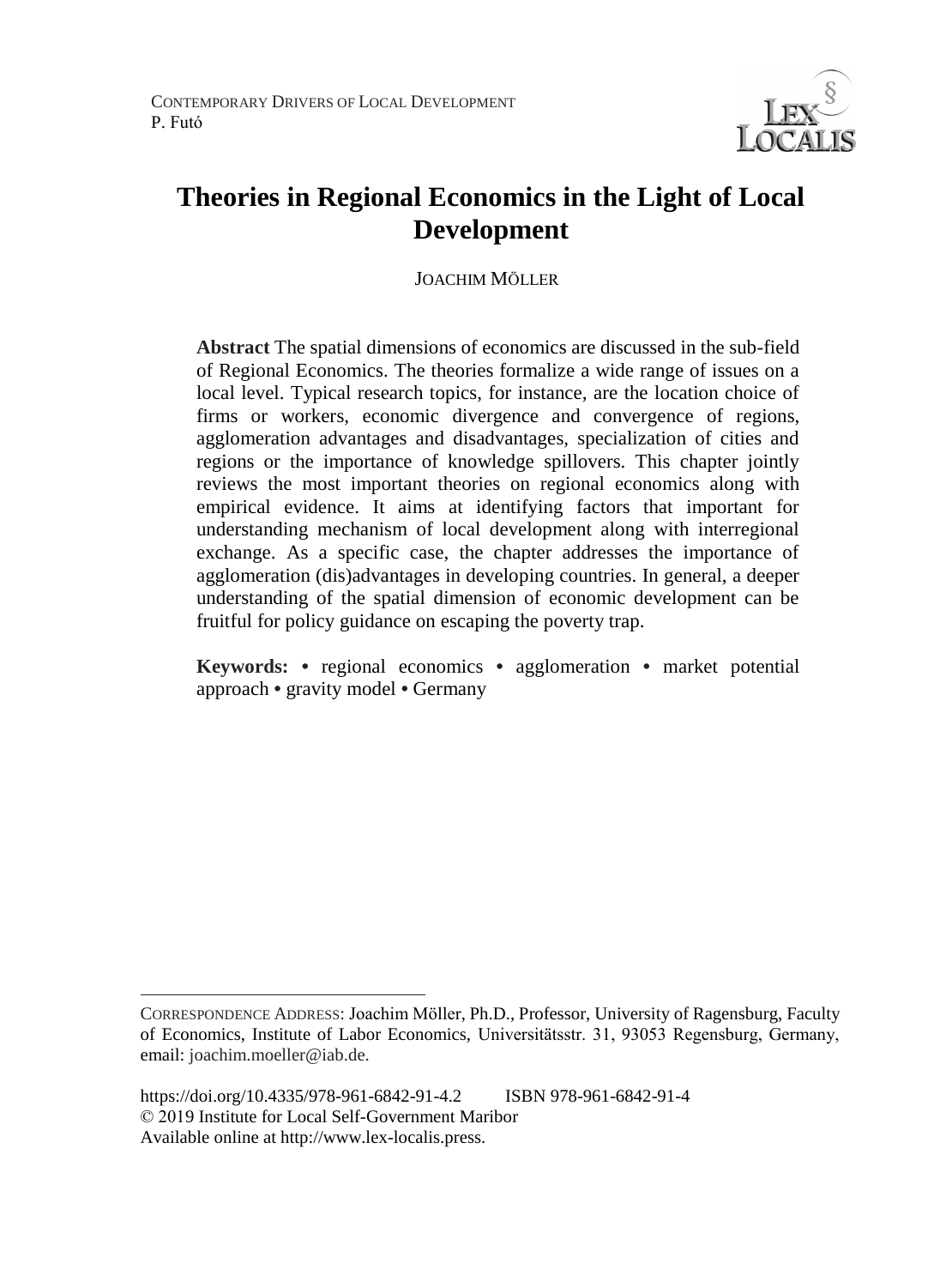CONTEMPORARY DRIVERS OF LOCAL DEVELOPMENT
P. Futó

# Theories in Regional Economics in the Light of Local Development

JOACHIM MÖLLER

**Abstract** The spatial dimensions of economics are discussed in the sub-field of Regional Economics. The theories formalize a wide range of issues on a local level. Typical research topics, for instance, are the location choice of firms or workers, economic divergence and convergence of regions, agglomeration advantages and disadvantages, specialization of cities and regions or the importance of knowledge spillovers. This chapter jointly reviews the most important theories on regional economics along with empirical evidence. It aims at identifying factors that important for understanding mechanism of local development along with interregional exchange. As a specific case, the chapter addresses the importance of agglomeration (dis)advantages in developing countries. In general, a deeper understanding of the spatial dimension of economic development can be fruitful for policy guidance on escaping the poverty trap.

**Keywords:** • regional economics • agglomeration • market potential approach • gravity model • Germany

---

CORRESPONDENCE ADDRESS: Joachim Möller, Ph.D., Professor, University of Ragensburg, Faculty of Economics, Institute of Labor Economics, Universitätsstr. 31, 93053 Regensburg, Germany, email: joachim.moeller@iab.de.

https://doi.org/10.4335/978-961-6842-91-4.2 ISBN 978-961-6842-91-4
© 2019 Institute for Local Self-Government Maribor
Available online at http://www.lex-localis.press.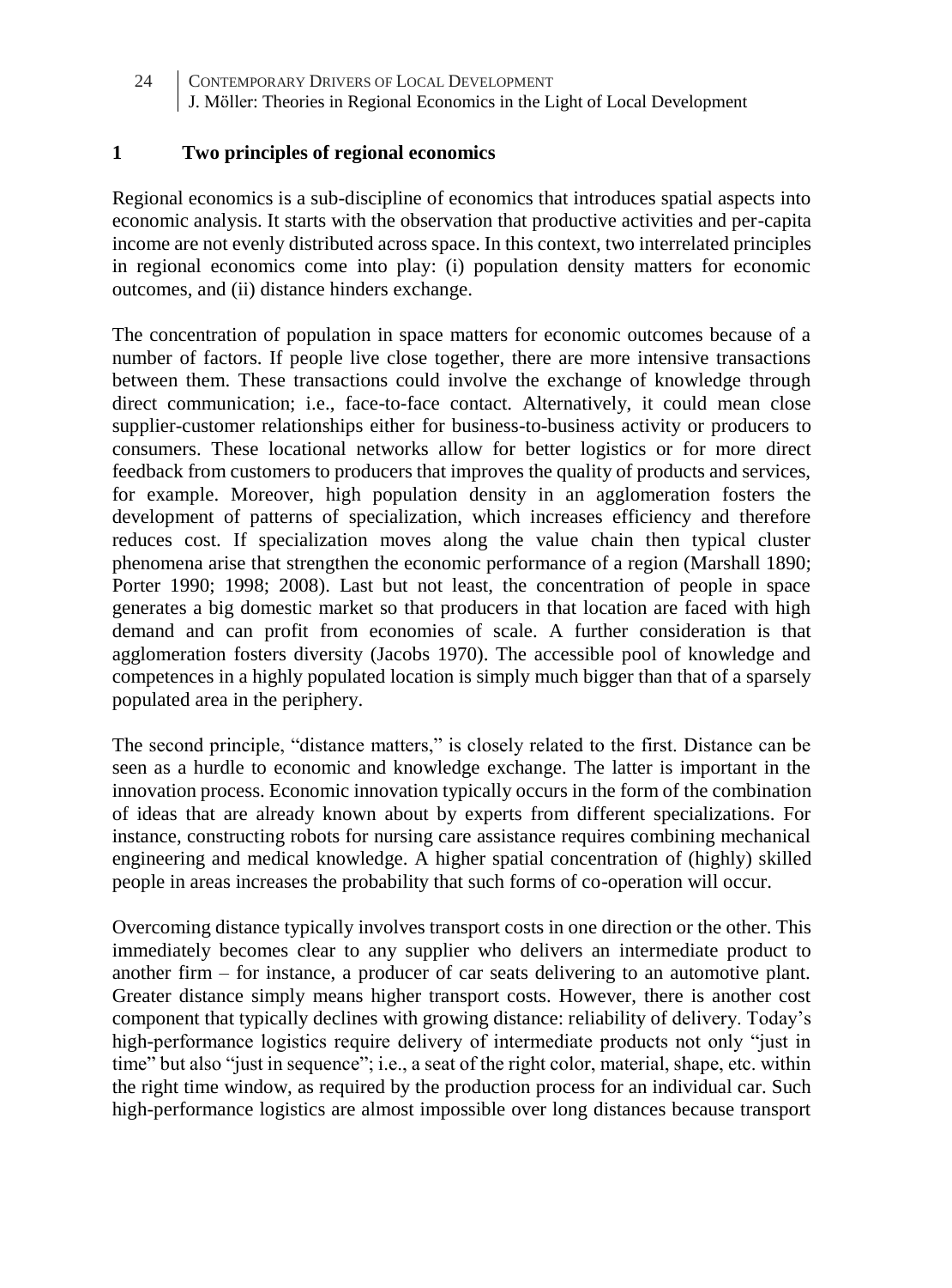## 1 Two principles of regional economics

Regional economics is a sub-discipline of economics that introduces spatial aspects into economic analysis. It starts with the observation that productive activities and per-capita income are not evenly distributed across space. In this context, two interrelated principles in regional economics come into play: (i) population density matters for economic outcomes, and (ii) distance hinders exchange.

The concentration of population in space matters for economic outcomes because of a number of factors. If people live close together, there are more intensive transactions between them. These transactions could involve the exchange of knowledge through direct communication; i.e., face-to-face contact. Alternatively, it could mean close supplier-customer relationships either for business-to-business activity or producers to consumers. These locational networks allow for better logistics or for more direct feedback from customers to producers that improves the quality of products and services, for example. Moreover, high population density in an agglomeration fosters the development of patterns of specialization, which increases efficiency and therefore reduces cost. If specialization moves along the value chain then typical cluster phenomena arise that strengthen the economic performance of a region (Marshall 1890; Porter 1990; 1998; 2008). Last but not least, the concentration of people in space generates a big domestic market so that producers in that location are faced with high demand and can profit from economies of scale. A further consideration is that agglomeration fosters diversity (Jacobs 1970). The accessible pool of knowledge and competences in a highly populated location is simply much bigger than that of a sparsely populated area in the periphery.

The second principle, "distance matters," is closely related to the first. Distance can be seen as a hurdle to economic and knowledge exchange. The latter is important in the innovation process. Economic innovation typically occurs in the form of the combination of ideas that are already known about by experts from different specializations. For instance, constructing robots for nursing care assistance requires combining mechanical engineering and medical knowledge. A higher spatial concentration of (highly) skilled people in areas increases the probability that such forms of co-operation will occur.

Overcoming distance typically involves transport costs in one direction or the other. This immediately becomes clear to any supplier who delivers an intermediate product to another firm – for instance, a producer of car seats delivering to an automotive plant. Greater distance simply means higher transport costs. However, there is another cost component that typically declines with growing distance: reliability of delivery. Today's high-performance logistics require delivery of intermediate products not only "just in time" but also "just in sequence"; i.e., a seat of the right color, material, shape, etc. within the right time window, as required by the production process for an individual car. Such high-performance logistics are almost impossible over long distances because transport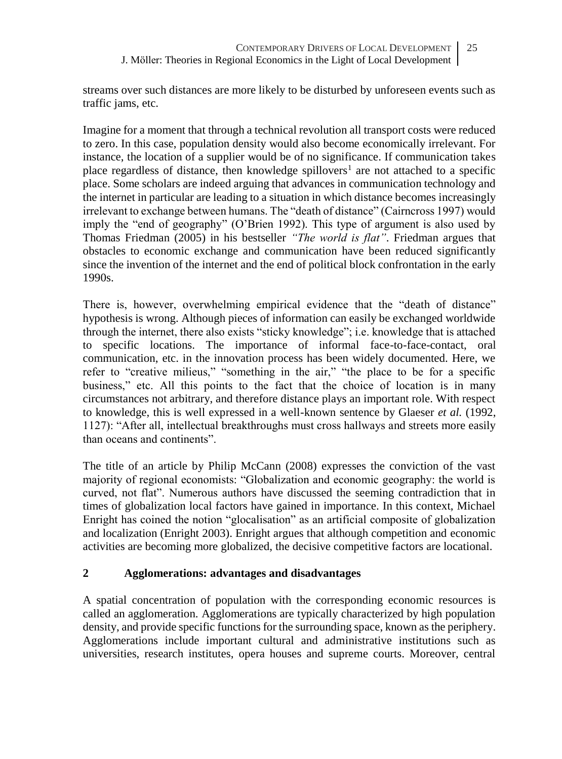streams over such distances are more likely to be disturbed by unforeseen events such as traffic jams, etc.

Imagine for a moment that through a technical revolution all transport costs were reduced to zero. In this case, population density would also become economically irrelevant. For instance, the location of a supplier would be of no significance. If communication takes place regardless of distance, then knowledge spillovers[1] are not attached to a specific place. Some scholars are indeed arguing that advances in communication technology and the internet in particular are leading to a situation in which distance becomes increasingly irrelevant to exchange between humans. The "death of distance" (Cairncross 1997) would imply the "end of geography" (O'Brien 1992). This type of argument is also used by Thomas Friedman (2005) in his bestseller *"The world is flat"*. Friedman argues that obstacles to economic exchange and communication have been reduced significantly since the invention of the internet and the end of political block confrontation in the early 1990s.

There is, however, overwhelming empirical evidence that the "death of distance" hypothesis is wrong. Although pieces of information can easily be exchanged worldwide through the internet, there also exists "sticky knowledge"; i.e. knowledge that is attached to specific locations. The importance of informal face-to-face-contact, oral communication, etc. in the innovation process has been widely documented. Here, we refer to "creative milieus," "something in the air," "the place to be for a specific business," etc. All this points to the fact that the choice of location is in many circumstances not arbitrary, and therefore distance plays an important role. With respect to knowledge, this is well expressed in a well-known sentence by Glaeser *et al.* (1992, 1127): "After all, intellectual breakthroughs must cross hallways and streets more easily than oceans and continents".

The title of an article by Philip McCann (2008) expresses the conviction of the vast majority of regional economists: "Globalization and economic geography: the world is curved, not flat". Numerous authors have discussed the seeming contradiction that in times of globalization local factors have gained in importance. In this context, Michael Enright has coined the notion "glocalisation" as an artificial composite of globalization and localization (Enright 2003). Enright argues that although competition and economic activities are becoming more globalized, the decisive competitive factors are locational.

## 2 Agglomerations: advantages and disadvantages

A spatial concentration of population with the corresponding economic resources is called an agglomeration. Agglomerations are typically characterized by high population density, and provide specific functions for the surrounding space, known as the periphery. Agglomerations include important cultural and administrative institutions such as universities, research institutes, opera houses and supreme courts. Moreover, central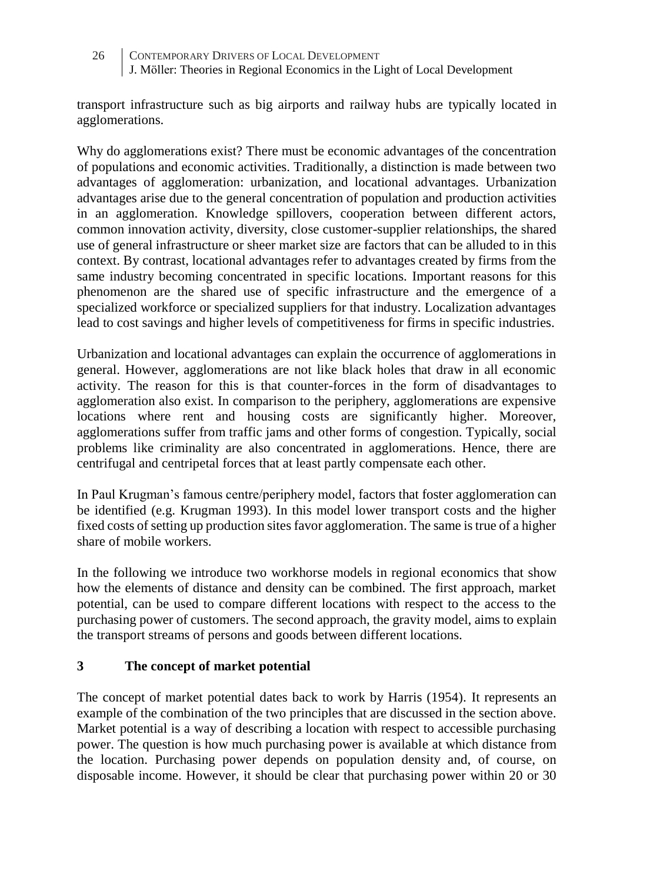transport infrastructure such as big airports and railway hubs are typically located in agglomerations.

Why do agglomerations exist? There must be economic advantages of the concentration of populations and economic activities. Traditionally, a distinction is made between two advantages of agglomeration: urbanization, and locational advantages. Urbanization advantages arise due to the general concentration of population and production activities in an agglomeration. Knowledge spillovers, cooperation between different actors, common innovation activity, diversity, close customer-supplier relationships, the shared use of general infrastructure or sheer market size are factors that can be alluded to in this context. By contrast, locational advantages refer to advantages created by firms from the same industry becoming concentrated in specific locations. Important reasons for this phenomenon are the shared use of specific infrastructure and the emergence of a specialized workforce or specialized suppliers for that industry. Localization advantages lead to cost savings and higher levels of competitiveness for firms in specific industries.

Urbanization and locational advantages can explain the occurrence of agglomerations in general. However, agglomerations are not like black holes that draw in all economic activity. The reason for this is that counter-forces in the form of disadvantages to agglomeration also exist. In comparison to the periphery, agglomerations are expensive locations where rent and housing costs are significantly higher. Moreover, agglomerations suffer from traffic jams and other forms of congestion. Typically, social problems like criminality are also concentrated in agglomerations. Hence, there are centrifugal and centripetal forces that at least partly compensate each other.

In Paul Krugman's famous centre/periphery model, factors that foster agglomeration can be identified (e.g. Krugman 1993). In this model lower transport costs and the higher fixed costs of setting up production sites favor agglomeration. The same is true of a higher share of mobile workers.

In the following we introduce two workhorse models in regional economics that show how the elements of distance and density can be combined. The first approach, market potential, can be used to compare different locations with respect to the access to the purchasing power of customers. The second approach, the gravity model, aims to explain the transport streams of persons and goods between different locations.

## 3 The concept of market potential

The concept of market potential dates back to work by Harris (1954). It represents an example of the combination of the two principles that are discussed in the section above. Market potential is a way of describing a location with respect to accessible purchasing power. The question is how much purchasing power is available at which distance from the location. Purchasing power depends on population density and, of course, on disposable income. However, it should be clear that purchasing power within 20 or 30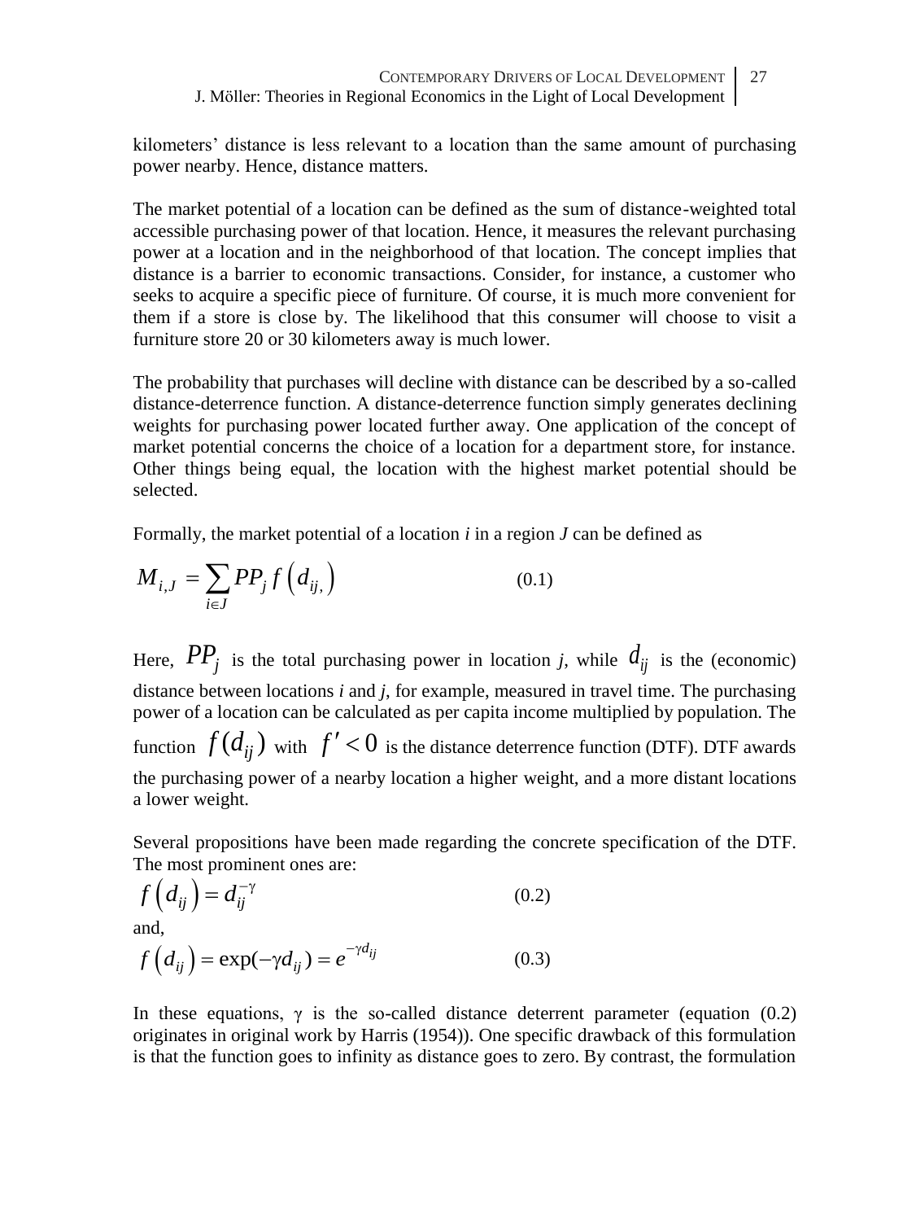kilometers' distance is less relevant to a location than the same amount of purchasing power nearby. Hence, distance matters.

The market potential of a location can be defined as the sum of distance-weighted total accessible purchasing power of that location. Hence, it measures the relevant purchasing power at a location and in the neighborhood of that location. The concept implies that distance is a barrier to economic transactions. Consider, for instance, a customer who seeks to acquire a specific piece of furniture. Of course, it is much more convenient for them if a store is close by. The likelihood that this consumer will choose to visit a furniture store 20 or 30 kilometers away is much lower.

The probability that purchases will decline with distance can be described by a so-called distance-deterrence function. A distance-deterrence function simply generates declining weights for purchasing power located further away. One application of the concept of market potential concerns the choice of a location for a department store, for instance. Other things being equal, the location with the highest market potential should be selected.

Formally, the market potential of a location *i* in a region *J* can be defined as

$$M_{i,J} = \sum_{i \in J} PP_j f\left(d_{ij,}\right) \tag{0.1}$$

Here, $PP_j$ is the total purchasing power in location *j*, while $d_{ij}$ is the (economic) distance between locations *i* and *j*, for example, measured in travel time. The purchasing power of a location can be calculated as per capita income multiplied by population. The function $f(d_{ij})$ with $f' < 0$ is the distance deterrence function (DTF). DTF awards the purchasing power of a nearby location a higher weight, and a more distant locations a lower weight.

Several propositions have been made regarding the concrete specification of the DTF. The most prominent ones are:

$$f\left(d_{ij}\right) = d_{ij}^{-\gamma} \tag{0.2}$$

and,

$$f\left(d_{ij}\right) = \exp(-\gamma d_{ij}) = e^{-\gamma d_{ij}} \tag{0.3}$$

In these equations, $\gamma$ is the so-called distance deterrent parameter (equation (0.2) originates in original work by Harris (1954)). One specific drawback of this formulation is that the function goes to infinity as distance goes to zero. By contrast, the formulation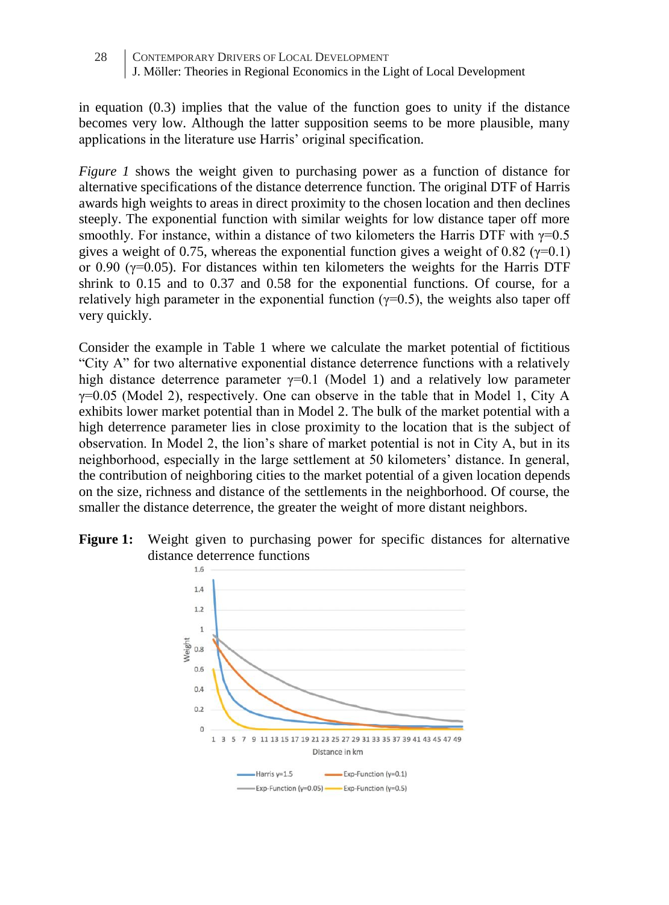in equation (0.3) implies that the value of the function goes to unity if the distance becomes very low. Although the latter supposition seems to be more plausible, many applications in the literature use Harris' original specification.

*Figure 1* shows the weight given to purchasing power as a function of distance for alternative specifications of the distance deterrence function. The original DTF of Harris awards high weights to areas in direct proximity to the chosen location and then declines steeply. The exponential function with similar weights for low distance taper off more smoothly. For instance, within a distance of two kilometers the Harris DTF with $\gamma$=0.5 gives a weight of 0.75, whereas the exponential function gives a weight of 0.82 ($\gamma$=0.1) or 0.90 ($\gamma$=0.05). For distances within ten kilometers the weights for the Harris DTF shrink to 0.15 and to 0.37 and 0.58 for the exponential functions. Of course, for a relatively high parameter in the exponential function ($\gamma$=0.5), the weights also taper off very quickly.

Consider the example in Table 1 where we calculate the market potential of fictitious "City A" for two alternative exponential distance deterrence functions with a relatively high distance deterrence parameter $\gamma$=0.1 (Model 1) and a relatively low parameter $\gamma$=0.05 (Model 2), respectively. One can observe in the table that in Model 1, City A exhibits lower market potential than in Model 2. The bulk of the market potential with a high deterrence parameter lies in close proximity to the location that is the subject of observation. In Model 2, the lion's share of market potential is not in City A, but in its neighborhood, especially in the large settlement at 50 kilometers' distance. In general, the contribution of neighboring cities to the market potential of a given location depends on the size, richness and distance of the settlements in the neighborhood. Of course, the smaller the distance deterrence, the greater the weight of more distant neighbors.

**Figure 1:** Weight given to purchasing power for specific distances for alternative distance deterrence functions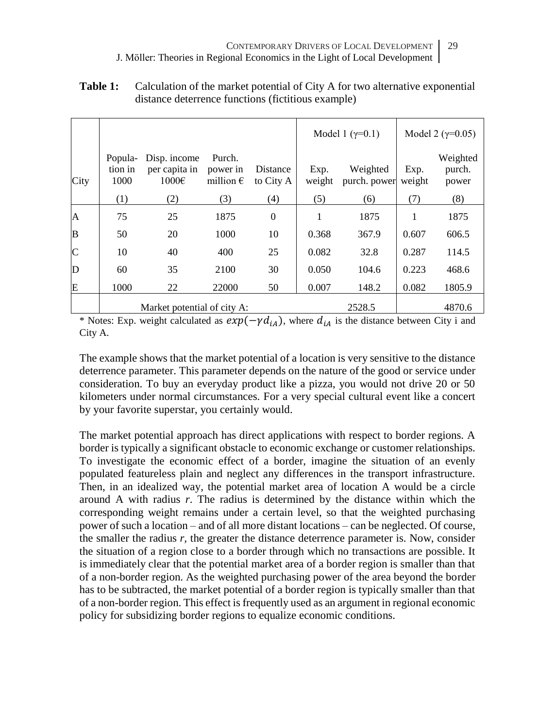**Table 1:** Calculation of the market potential of City A for two alternative exponential distance deterrence functions (fictitious example)

| | | | | | Model 1 (γ=0.1) | | Model 2 (γ=0.05) | |
|---|---|---|---|---|---|---|---|---|
| City | Population in 1000 | Disp. income per capita in 1000€ | Purch. power in million € | Distance to City A | Exp. weight | Weighted purch. power | Exp. weight | Weighted purch. power |
| | (1) | (2) | (3) | (4) | (5) | (6) | (7) | (8) |
| A | 75 | 25 | 1875 | 0 | 1 | 1875 | 1 | 1875 |
| B | 50 | 20 | 1000 | 10 | 0.368 | 367.9 | 0.607 | 606.5 |
| C | 10 | 40 | 400 | 25 | 0.082 | 32.8 | 0.287 | 114.5 |
| D | 60 | 35 | 2100 | 30 | 0.050 | 104.6 | 0.223 | 468.6 |
| E | 1000 | 22 | 22000 | 50 | 0.007 | 148.2 | 0.082 | 1805.9 |
| | Market potential of city A: | | | | | 2528.5 | | 4870.6 |

\* Notes: Exp. weight calculated as $exp(-\gamma d_{iA})$, where $d_{iA}$ is the distance between City i and City A.

The example shows that the market potential of a location is very sensitive to the distance deterrence parameter. This parameter depends on the nature of the good or service under consideration. To buy an everyday product like a pizza, you would not drive 20 or 50 kilometers under normal circumstances. For a very special cultural event like a concert by your favorite superstar, you certainly would.

The market potential approach has direct applications with respect to border regions. A border is typically a significant obstacle to economic exchange or customer relationships. To investigate the economic effect of a border, imagine the situation of an evenly populated featureless plain and neglect any differences in the transport infrastructure. Then, in an idealized way, the potential market area of location A would be a circle around A with radius *r*. The radius is determined by the distance within which the corresponding weight remains under a certain level, so that the weighted purchasing power of such a location – and of all more distant locations – can be neglected. Of course, the smaller the radius *r*, the greater the distance deterrence parameter is. Now, consider the situation of a region close to a border through which no transactions are possible. It is immediately clear that the potential market area of a border region is smaller than that of a non-border region. As the weighted purchasing power of the area beyond the border has to be subtracted, the market potential of a border region is typically smaller than that of a non-border region. This effect is frequently used as an argument in regional economic policy for subsidizing border regions to equalize economic conditions.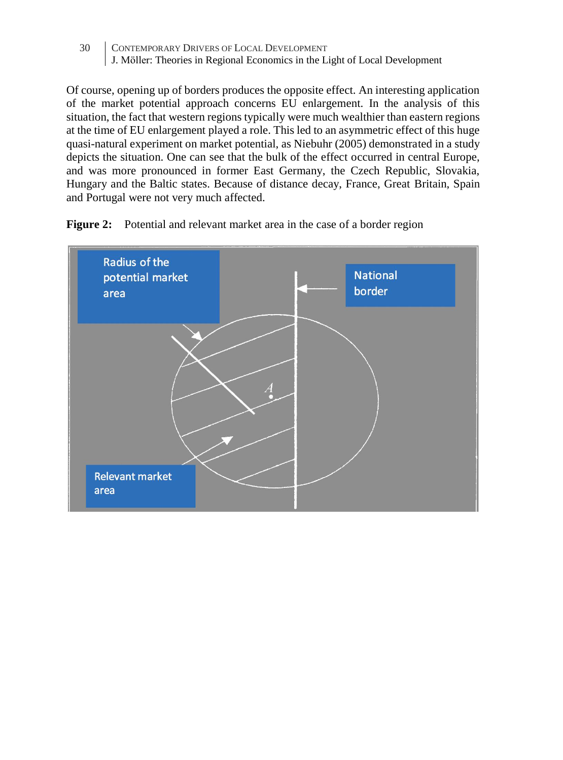Of course, opening up of borders produces the opposite effect. An interesting application of the market potential approach concerns EU enlargement. In the analysis of this situation, the fact that western regions typically were much wealthier than eastern regions at the time of EU enlargement played a role. This led to an asymmetric effect of this huge quasi-natural experiment on market potential, as Niebuhr (2005) demonstrated in a study depicts the situation. One can see that the bulk of the effect occurred in central Europe, and was more pronounced in former East Germany, the Czech Republic, Slovakia, Hungary and the Baltic states. Because of distance decay, France, Great Britain, Spain and Portugal were not very much affected.

**Figure 2:** Potential and relevant market area in the case of a border region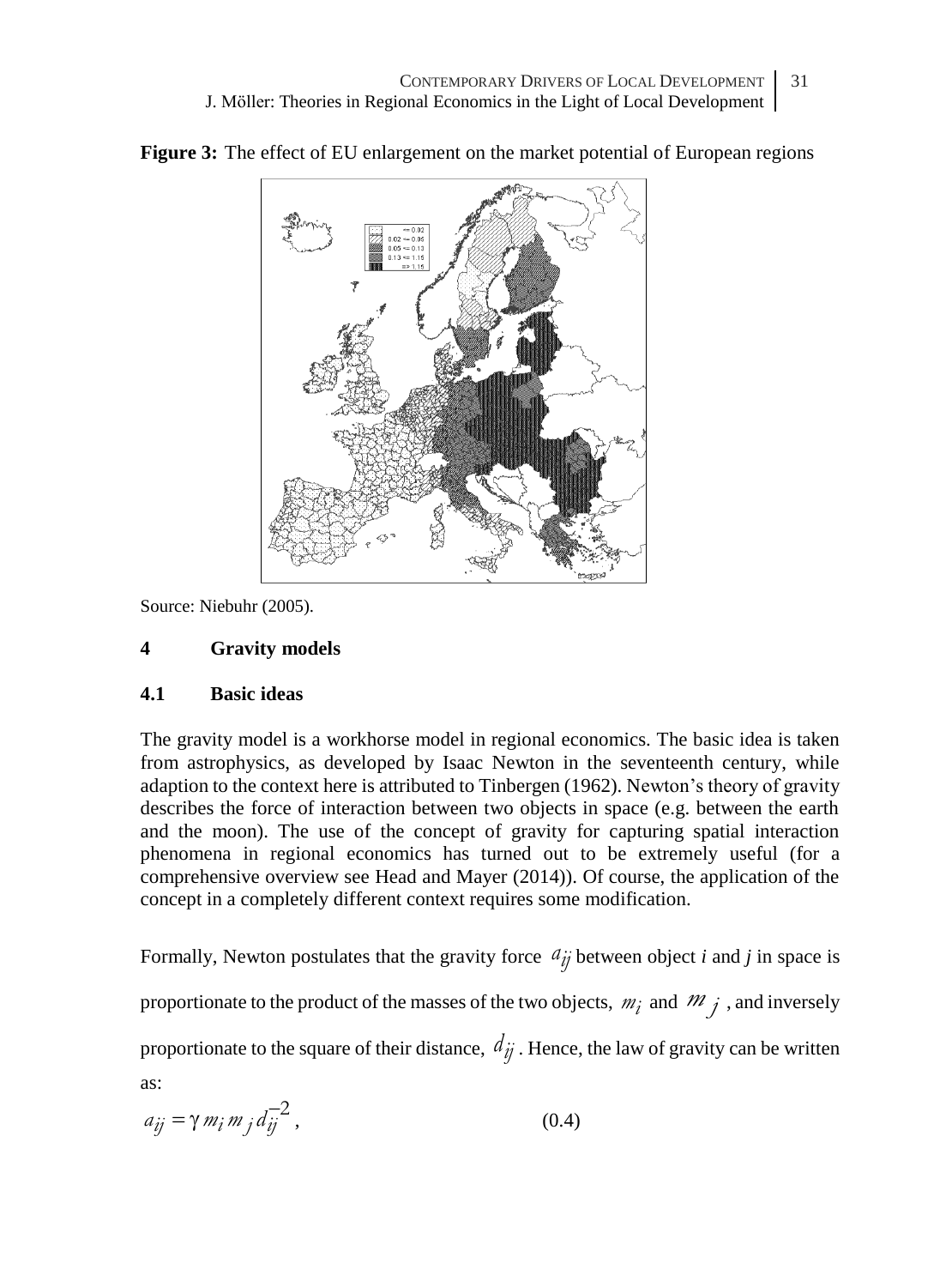**Figure 3:** The effect of EU enlargement on the market potential of European regions

Source: Niebuhr (2005).

## 4 Gravity models

### 4.1 Basic ideas

The gravity model is a workhorse model in regional economics. The basic idea is taken from astrophysics, as developed by Isaac Newton in the seventeenth century, while adaption to the context here is attributed to Tinbergen (1962). Newton's theory of gravity describes the force of interaction between two objects in space (e.g. between the earth and the moon). The use of the concept of gravity for capturing spatial interaction phenomena in regional economics has turned out to be extremely useful (for a comprehensive overview see Head and Mayer (2014)). Of course, the application of the concept in a completely different context requires some modification.

Formally, Newton postulates that the gravity force $a_{ij}$ between object *i* and *j* in space is proportionate to the product of the masses of the two objects, $m_i$ and $m_j$, and inversely proportionate to the square of their distance, $d_{ij}$. Hence, the law of gravity can be written as:

$$a_{ij} = \gamma\, m_i\, m_j\, d_{ij}^{-2}, \qquad (0.4)$$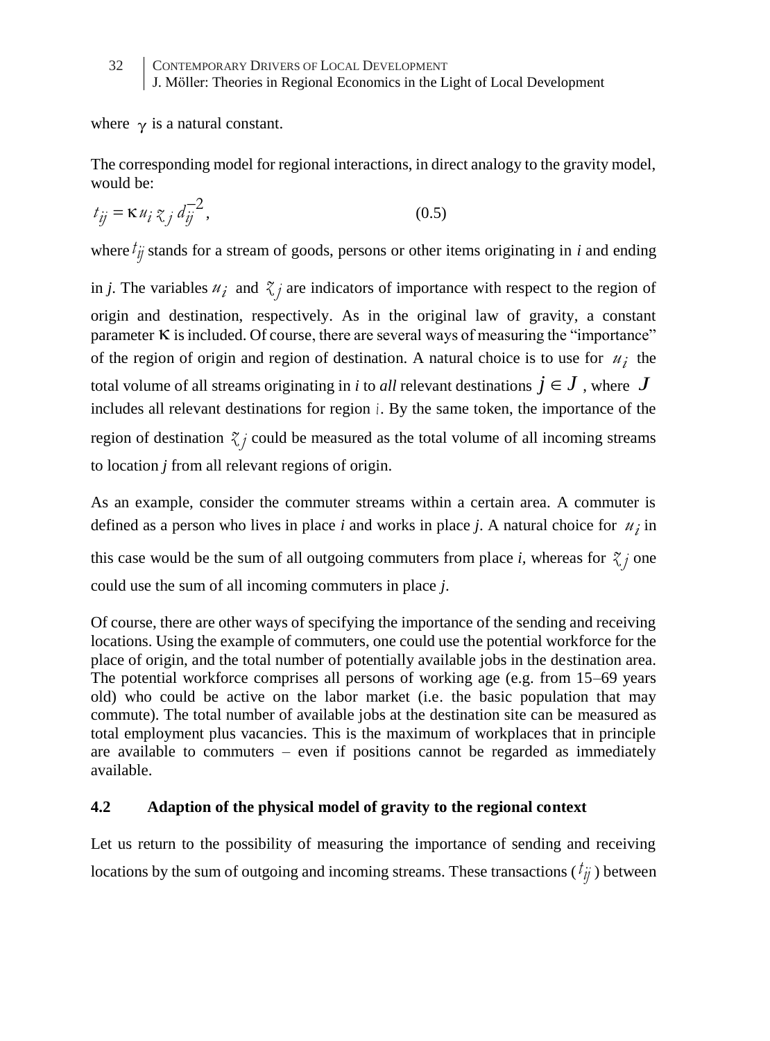where $\gamma$ is a natural constant.

The corresponding model for regional interactions, in direct analogy to the gravity model, would be:

$$t_{ij} = \kappa u_i z_j d_{ij}^{-2}, \tag{0.5}$$

where $t_{ij}$ stands for a stream of goods, persons or other items originating in *i* and ending in *j*. The variables $u_i$ and $z_j$ are indicators of importance with respect to the region of origin and destination, respectively. As in the original law of gravity, a constant parameter $\kappa$ is included. Of course, there are several ways of measuring the "importance" of the region of origin and region of destination. A natural choice is to use for $u_i$ the total volume of all streams originating in *i* to *all* relevant destinations $j \in J$, where $J$ includes all relevant destinations for region $i$. By the same token, the importance of the region of destination $z_j$ could be measured as the total volume of all incoming streams to location *j* from all relevant regions of origin.

As an example, consider the commuter streams within a certain area. A commuter is defined as a person who lives in place *i* and works in place *j*. A natural choice for $u_i$ in this case would be the sum of all outgoing commuters from place *i*, whereas for $z_j$ one could use the sum of all incoming commuters in place *j*.

Of course, there are other ways of specifying the importance of the sending and receiving locations. Using the example of commuters, one could use the potential workforce for the place of origin, and the total number of potentially available jobs in the destination area. The potential workforce comprises all persons of working age (e.g. from 15–69 years old) who could be active on the labor market (i.e. the basic population that may commute). The total number of available jobs at the destination site can be measured as total employment plus vacancies. This is the maximum of workplaces that in principle are available to commuters – even if positions cannot be regarded as immediately available.

## 4.2 Adaption of the physical model of gravity to the regional context

Let us return to the possibility of measuring the importance of sending and receiving locations by the sum of outgoing and incoming streams. These transactions ($t_{ij}$) between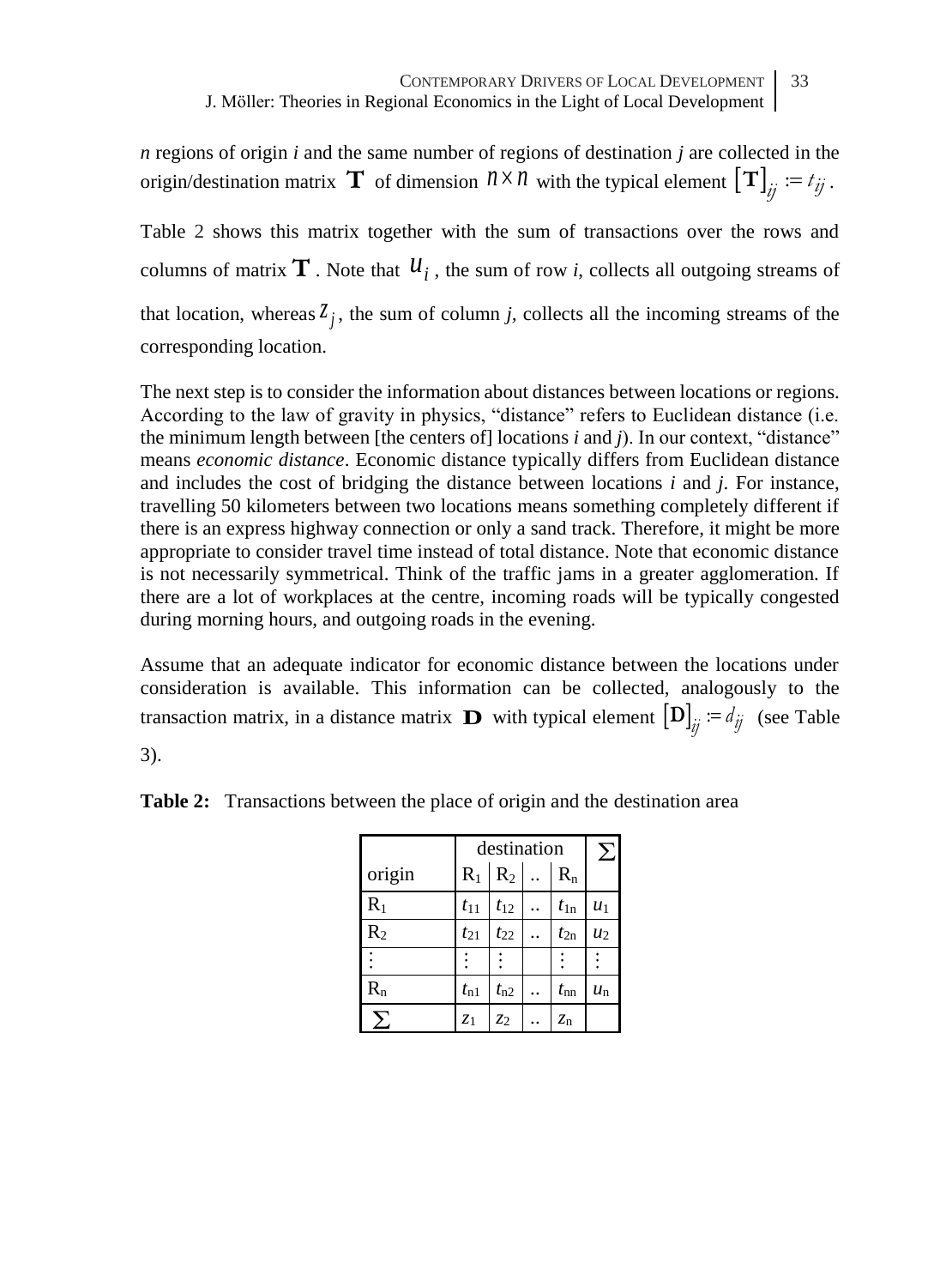*n* regions of origin *i* and the same number of regions of destination *j* are collected in the origin/destination matrix $\mathbf{T}$ of dimension $n \times n$ with the typical element $[\mathbf{T}]_{ij} := t_{ij}$.

Table 2 shows this matrix together with the sum of transactions over the rows and columns of matrix $\mathbf{T}$. Note that $u_i$, the sum of row *i*, collects all outgoing streams of that location, whereas $z_j$, the sum of column *j*, collects all the incoming streams of the corresponding location.

The next step is to consider the information about distances between locations or regions. According to the law of gravity in physics, "distance" refers to Euclidean distance (i.e. the minimum length between [the centers of] locations *i* and *j*). In our context, "distance" means *economic distance*. Economic distance typically differs from Euclidean distance and includes the cost of bridging the distance between locations *i* and *j*. For instance, travelling 50 kilometers between two locations means something completely different if there is an express highway connection or only a sand track. Therefore, it might be more appropriate to consider travel time instead of total distance. Note that economic distance is not necessarily symmetrical. Think of the traffic jams in a greater agglomeration. If there are a lot of workplaces at the centre, incoming roads will be typically congested during morning hours, and outgoing roads in the evening.

Assume that an adequate indicator for economic distance between the locations under consideration is available. This information can be collected, analogously to the transaction matrix, in a distance matrix $\mathbf{D}$ with typical element $[\mathbf{D}]_{ij} := d_{ij}$ (see Table 3).

**Table 2:** Transactions between the place of origin and the destination area

| | destination | | | | $\sum$ |
|---|---|---|---|---|---|
| origin | $R_1$ | $R_2$ | .. | $R_n$ | |
| $R_1$ | $t_{11}$ | $t_{12}$ | .. | $t_{1n}$ | $u_1$ |
| $R_2$ | $t_{21}$ | $t_{22}$ | .. | $t_{2n}$ | $u_2$ |
| ⋮ | ⋮ | ⋮ | | ⋮ | ⋮ |
| $R_n$ | $t_{n1}$ | $t_{n2}$ | .. | $t_{nn}$ | $u_n$ |
| $\sum$ | $z_1$ | $z_2$ | .. | $z_n$ | |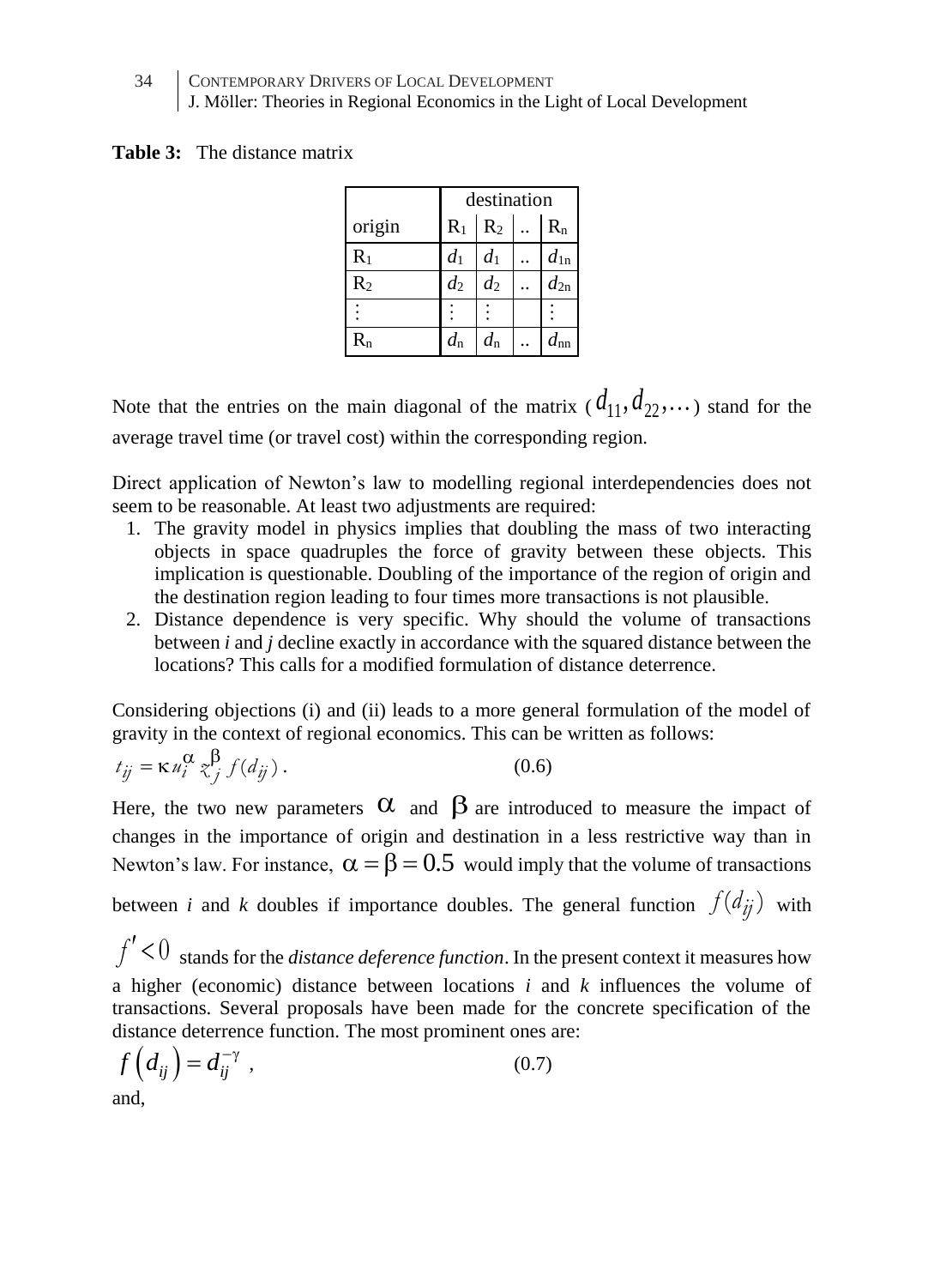**Table 3:** The distance matrix

| | destination | | | |
|---|---|---|---|---|
| origin | $R_1$ | $R_2$ | .. | $R_n$ |
| $R_1$ | $d_1$ | $d_1$ | .. | $d_{1n}$ |
| $R_2$ | $d_2$ | $d_2$ | .. | $d_{2n}$ |
| $\vdots$ | $\vdots$ | $\vdots$ | | $\vdots$ |
| $R_n$ | $d_n$ | $d_n$ | .. | $d_{nn}$ |

Note that the entries on the main diagonal of the matrix ($d_{11}, d_{22}, \ldots$) stand for the average travel time (or travel cost) within the corresponding region.

Direct application of Newton's law to modelling regional interdependencies does not seem to be reasonable. At least two adjustments are required:

1. The gravity model in physics implies that doubling the mass of two interacting objects in space quadruples the force of gravity between these objects. This implication is questionable. Doubling of the importance of the region of origin and the destination region leading to four times more transactions is not plausible.
2. Distance dependence is very specific. Why should the volume of transactions between *i* and *j* decline exactly in accordance with the squared distance between the locations? This calls for a modified formulation of distance deterrence.

Considering objections (i) and (ii) leads to a more general formulation of the model of gravity in the context of regional economics. This can be written as follows:

$$t_{ij} = \kappa u_i^{\alpha} z_j^{\beta} f(d_{ij}) \, . \qquad (0.6)$$

Here, the two new parameters $\alpha$ and $\beta$ are introduced to measure the impact of changes in the importance of origin and destination in a less restrictive way than in Newton's law. For instance, $\alpha = \beta = 0.5$ would imply that the volume of transactions between *i* and *k* doubles if importance doubles. The general function $f(d_{ij})$ with $f' < 0$ stands for the *distance deference function*. In the present context it measures how a higher (economic) distance between locations *i* and *k* influences the volume of transactions. Several proposals have been made for the concrete specification of the distance deterrence function. The most prominent ones are:

$$f\left(d_{ij}\right) = d_{ij}^{-\gamma} \ , \qquad (0.7)$$

and,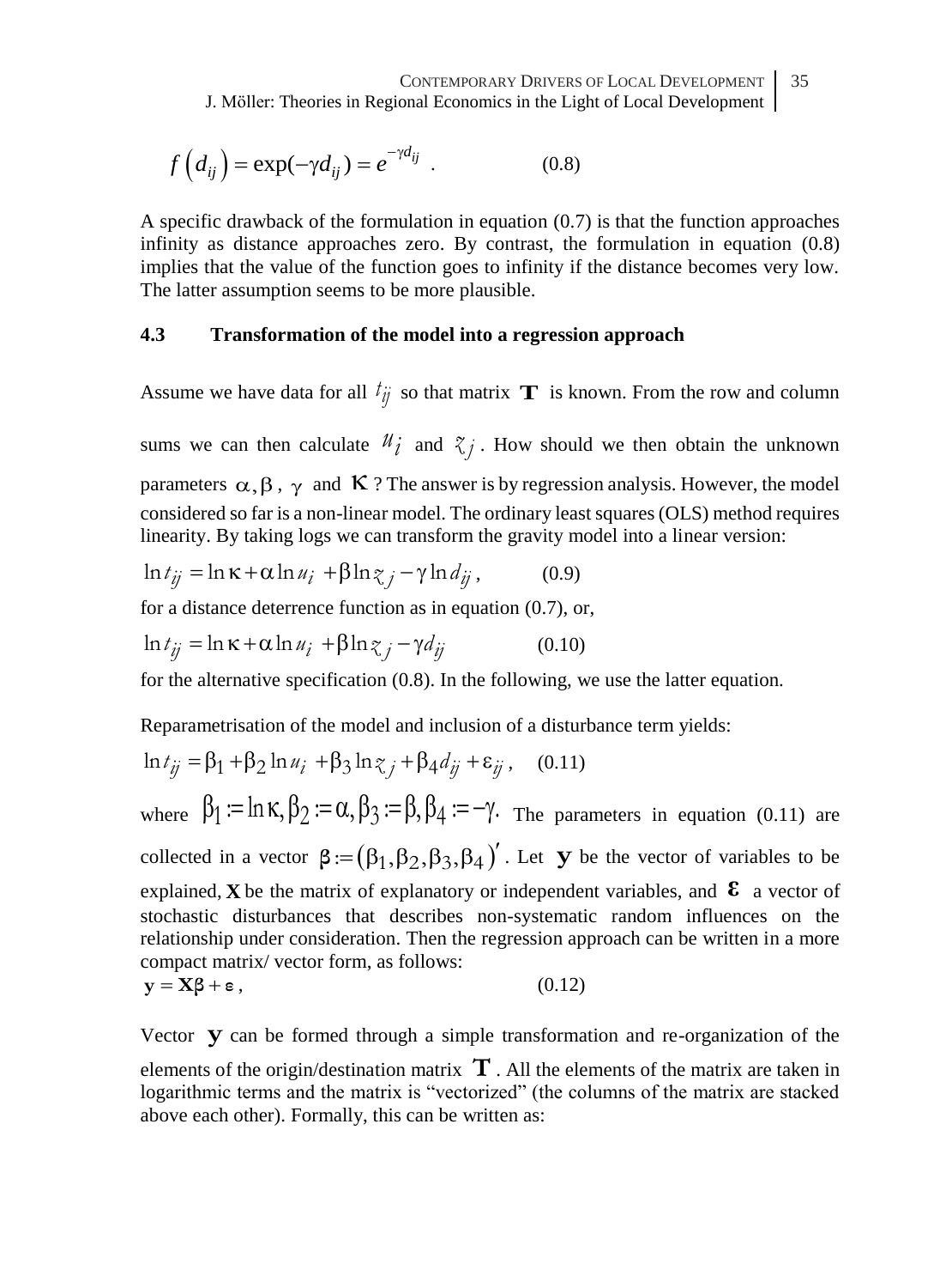$$f\left(d_{ij}\right) = \exp(-\gamma d_{ij}) = e^{-\gamma d_{ij}} \quad . \qquad (0.8)$$

A specific drawback of the formulation in equation (0.7) is that the function approaches infinity as distance approaches zero. By contrast, the formulation in equation (0.8) implies that the value of the function goes to infinity if the distance becomes very low. The latter assumption seems to be more plausible.

### 4.3 Transformation of the model into a regression approach

Assume we have data for all $t_{ij}$ so that matrix $\mathbf{T}$ is known. From the row and column sums we can then calculate $u_i$ and $z_j$. How should we then obtain the unknown parameters $\alpha, \beta$, $\gamma$ and $\kappa$? The answer is by regression analysis. However, the model considered so far is a non-linear model. The ordinary least squares (OLS) method requires linearity. By taking logs we can transform the gravity model into a linear version:

$$\ln t_{ij} = \ln \kappa + \alpha \ln u_i + \beta \ln z_j - \gamma \ln d_{ij}, \qquad (0.9)$$

for a distance deterrence function as in equation (0.7), or,

$$\ln t_{ij} = \ln \kappa + \alpha \ln u_i + \beta \ln z_j - \gamma d_{ij} \qquad (0.10)$$

for the alternative specification (0.8). In the following, we use the latter equation.

Reparametrisation of the model and inclusion of a disturbance term yields:

$$\ln t_{ij} = \beta_1 + \beta_2 \ln u_i + \beta_3 \ln z_j + \beta_4 d_{ij} + \varepsilon_{ij}, \qquad (0.11)$$

where $\beta_1 := \ln \kappa, \beta_2 := \alpha, \beta_3 := \beta, \beta_4 := -\gamma.$ The parameters in equation (0.11) are collected in a vector $\boldsymbol{\beta} := \left(\beta_1, \beta_2, \beta_3, \beta_4\right)'$. Let $\mathbf{y}$ be the vector of variables to be explained, $\mathbf{X}$ be the matrix of explanatory or independent variables, and $\boldsymbol{\varepsilon}$ a vector of stochastic disturbances that describes non-systematic random influences on the relationship under consideration. Then the regression approach can be written in a more compact matrix/ vector form, as follows:

$$\mathbf{y} = \mathbf{X}\boldsymbol{\beta} + \boldsymbol{\varepsilon}, \qquad (0.12)$$

Vector $\mathbf{y}$ can be formed through a simple transformation and re-organization of the elements of the origin/destination matrix $\mathbf{T}$. All the elements of the matrix are taken in logarithmic terms and the matrix is "vectorized" (the columns of the matrix are stacked above each other). Formally, this can be written as: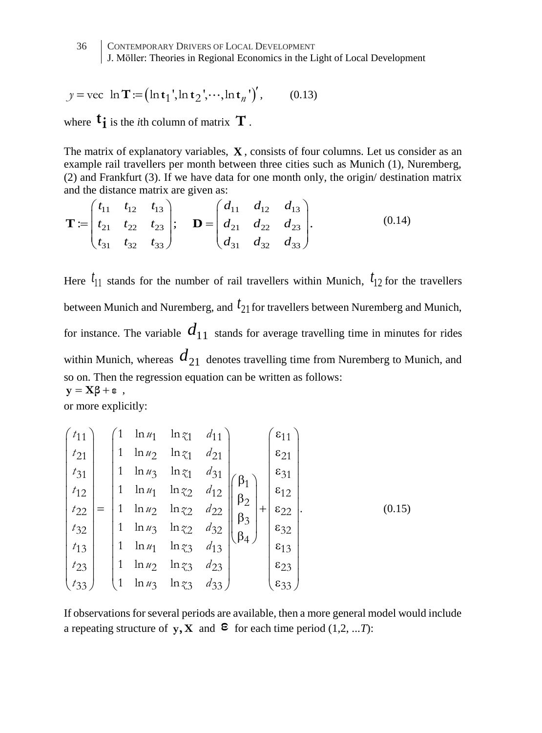$$y = \text{vec } \ln \mathbf{T} := \left(\ln \mathbf{t}_1{}', \ln \mathbf{t}_2{}', \cdots, \ln \mathbf{t}_n{}'\right)', \qquad (0.13)$$

where $\mathbf{t_i}$ is the *i*th column of matrix $\mathbf{T}$.

The matrix of explanatory variables, $\mathbf{X}$, consists of four columns. Let us consider as an example rail travellers per month between three cities such as Munich (1), Nuremberg, (2) and Frankfurt (3). If we have data for one month only, the origin/ destination matrix and the distance matrix are given as:

$$\mathbf{T} := \begin{pmatrix} t_{11} & t_{12} & t_{13} \\ t_{21} & t_{22} & t_{23} \\ t_{31} & t_{32} & t_{33} \end{pmatrix}; \quad \mathbf{D} = \begin{pmatrix} d_{11} & d_{12} & d_{13} \\ d_{21} & d_{22} & d_{23} \\ d_{31} & d_{32} & d_{33} \end{pmatrix}. \qquad (0.14)$$

Here $t_{11}$ stands for the number of rail travellers within Munich, $t_{12}$ for the travellers between Munich and Nuremberg, and $t_{21}$ for travellers between Nuremberg and Munich, for instance. The variable $d_{11}$ stands for average travelling time in minutes for rides within Munich, whereas $d_{21}$ denotes travelling time from Nuremberg to Munich, and so on. Then the regression equation can be written as follows:

$\mathbf{y} = \mathbf{X}\boldsymbol{\beta} + \boldsymbol{\varepsilon}$ ,

or more explicitly:

$$\begin{pmatrix} t_{11} \\ t_{21} \\ t_{31} \\ t_{12} \\ t_{22} \\ t_{32} \\ t_{13} \\ t_{23} \\ t_{33} \end{pmatrix} = \begin{pmatrix} 1 & \ln u_1 & \ln z_1 & d_{11} \\ 1 & \ln u_2 & \ln z_1 & d_{21} \\ 1 & \ln u_3 & \ln z_1 & d_{31} \\ 1 & \ln u_1 & \ln z_2 & d_{12} \\ 1 & \ln u_2 & \ln z_2 & d_{22} \\ 1 & \ln u_3 & \ln z_2 & d_{32} \\ 1 & \ln u_1 & \ln z_3 & d_{13} \\ 1 & \ln u_2 & \ln z_3 & d_{23} \\ 1 & \ln u_3 & \ln z_3 & d_{33} \end{pmatrix} \begin{pmatrix} \beta_1 \\ \beta_2 \\ \beta_3 \\ \beta_4 \end{pmatrix} + \begin{pmatrix} \varepsilon_{11} \\ \varepsilon_{21} \\ \varepsilon_{31} \\ \varepsilon_{12} \\ \varepsilon_{22} \\ \varepsilon_{32} \\ \varepsilon_{13} \\ \varepsilon_{23} \\ \varepsilon_{33} \end{pmatrix}. \qquad (0.15)$$

If observations for several periods are available, then a more general model would include a repeating structure of $\mathbf{y}, \mathbf{X}$ and $\boldsymbol{\varepsilon}$ for each time period (1,2, ...*T*):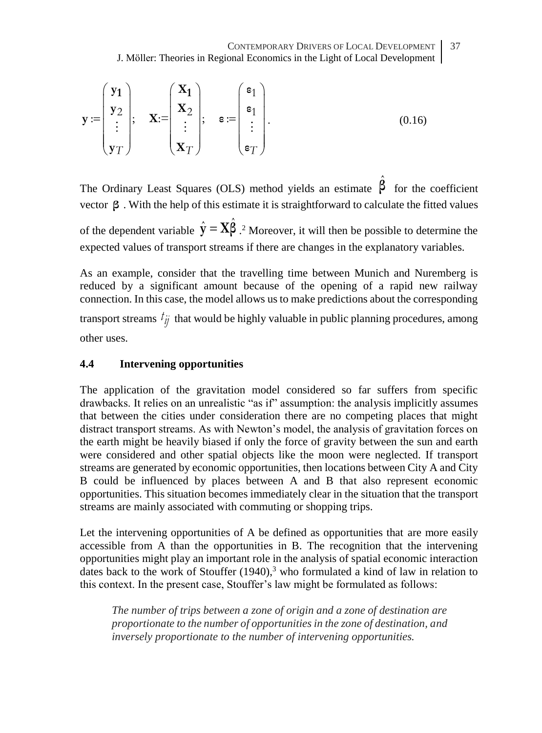$$\mathbf{y} := \begin{pmatrix} \mathbf{y}_1 \\ \mathbf{y}_2 \\ \vdots \\ \mathbf{y}_T \end{pmatrix}; \quad \mathbf{X} := \begin{pmatrix} \mathbf{X}_1 \\ \mathbf{X}_2 \\ \vdots \\ \mathbf{X}_T \end{pmatrix}; \quad \varepsilon := \begin{pmatrix} \varepsilon_1 \\ \varepsilon_1 \\ \vdots \\ \varepsilon_T \end{pmatrix}. \tag{0.16}$$

The Ordinary Least Squares (OLS) method yields an estimate $\hat{\beta}$ for the coefficient vector $\beta$. With the help of this estimate it is straightforward to calculate the fitted values of the dependent variable $\hat{\mathbf{y}} = \mathbf{X}\hat{\beta}$.[2] Moreover, it will then be possible to determine the expected values of transport streams if there are changes in the explanatory variables.

As an example, consider that the travelling time between Munich and Nuremberg is reduced by a significant amount because of the opening of a rapid new railway connection. In this case, the model allows us to make predictions about the corresponding transport streams $t_{ij}$ that would be highly valuable in public planning procedures, among other uses.

## 4.4 Intervening opportunities

The application of the gravitation model considered so far suffers from specific drawbacks. It relies on an unrealistic "as if" assumption: the analysis implicitly assumes that between the cities under consideration there are no competing places that might distract transport streams. As with Newton's model, the analysis of gravitation forces on the earth might be heavily biased if only the force of gravity between the sun and earth were considered and other spatial objects like the moon were neglected. If transport streams are generated by economic opportunities, then locations between City A and City B could be influenced by places between A and B that also represent economic opportunities. This situation becomes immediately clear in the situation that the transport streams are mainly associated with commuting or shopping trips.

Let the intervening opportunities of A be defined as opportunities that are more easily accessible from A than the opportunities in B. The recognition that the intervening opportunities might play an important role in the analysis of spatial economic interaction dates back to the work of Stouffer (1940),[3] who formulated a kind of law in relation to this context. In the present case, Stouffer's law might be formulated as follows:

> *The number of trips between a zone of origin and a zone of destination are proportionate to the number of opportunities in the zone of destination, and inversely proportionate to the number of intervening opportunities.*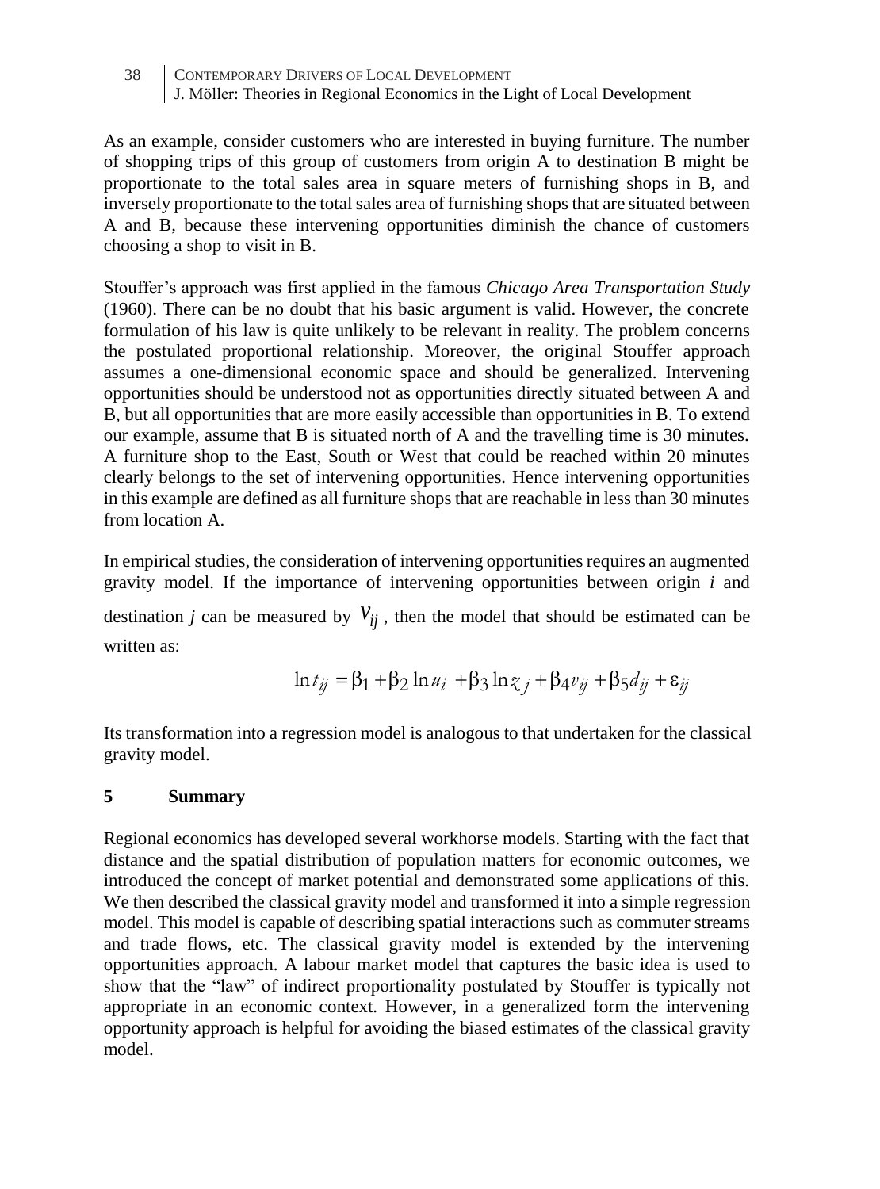As an example, consider customers who are interested in buying furniture. The number of shopping trips of this group of customers from origin A to destination B might be proportionate to the total sales area in square meters of furnishing shops in B, and inversely proportionate to the total sales area of furnishing shops that are situated between A and B, because these intervening opportunities diminish the chance of customers choosing a shop to visit in B.

Stouffer's approach was first applied in the famous *Chicago Area Transportation Study* (1960). There can be no doubt that his basic argument is valid. However, the concrete formulation of his law is quite unlikely to be relevant in reality. The problem concerns the postulated proportional relationship. Moreover, the original Stouffer approach assumes a one-dimensional economic space and should be generalized. Intervening opportunities should be understood not as opportunities directly situated between A and B, but all opportunities that are more easily accessible than opportunities in B. To extend our example, assume that B is situated north of A and the travelling time is 30 minutes. A furniture shop to the East, South or West that could be reached within 20 minutes clearly belongs to the set of intervening opportunities. Hence intervening opportunities in this example are defined as all furniture shops that are reachable in less than 30 minutes from location A.

In empirical studies, the consideration of intervening opportunities requires an augmented gravity model. If the importance of intervening opportunities between origin $i$ and destination $j$ can be measured by $v_{ij}$, then the model that should be estimated can be written as:

$$\ln t_{ij} = \beta_1 + \beta_2 \ln u_i + \beta_3 \ln z_j + \beta_4 v_{ij} + \beta_5 d_{ij} + \varepsilon_{ij}$$

Its transformation into a regression model is analogous to that undertaken for the classical gravity model.

## 5 Summary

Regional economics has developed several workhorse models. Starting with the fact that distance and the spatial distribution of population matters for economic outcomes, we introduced the concept of market potential and demonstrated some applications of this. We then described the classical gravity model and transformed it into a simple regression model. This model is capable of describing spatial interactions such as commuter streams and trade flows, etc. The classical gravity model is extended by the intervening opportunities approach. A labour market model that captures the basic idea is used to show that the "law" of indirect proportionality postulated by Stouffer is typically not appropriate in an economic context. However, in a generalized form the intervening opportunity approach is helpful for avoiding the biased estimates of the classical gravity model.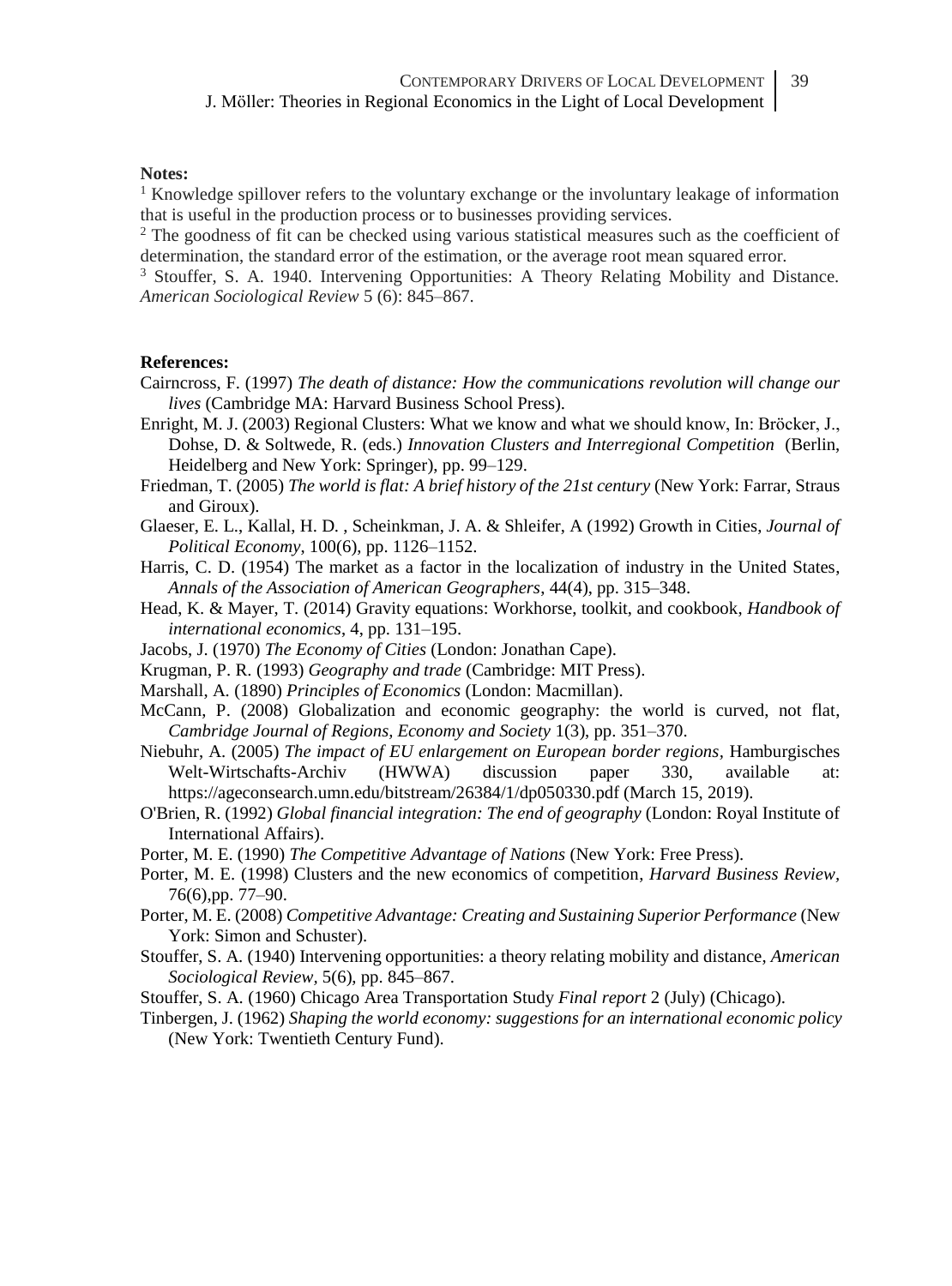**Notes:**

[1] Knowledge spillover refers to the voluntary exchange or the involuntary leakage of information that is useful in the production process or to businesses providing services.

[2] The goodness of fit can be checked using various statistical measures such as the coefficient of determination, the standard error of the estimation, or the average root mean squared error.

[3] Stouffer, S. A. 1940. Intervening Opportunities: A Theory Relating Mobility and Distance. *American Sociological Review* 5 (6): 845–867.

**References:**

Cairncross, F. (1997) *The death of distance: How the communications revolution will change our lives* (Cambridge MA: Harvard Business School Press).

Enright, M. J. (2003) Regional Clusters: What we know and what we should know, In: Bröcker, J., Dohse, D. & Soltwede, R. (eds.) *Innovation Clusters and Interregional Competition* (Berlin, Heidelberg and New York: Springer), pp. 99–129.

Friedman, T. (2005) *The world is flat: A brief history of the 21st century* (New York: Farrar, Straus and Giroux).

Glaeser, E. L., Kallal, H. D. , Scheinkman, J. A. & Shleifer, A (1992) Growth in Cities, *Journal of Political Economy*, 100(6), pp. 1126–1152.

Harris, C. D. (1954) The market as a factor in the localization of industry in the United States, *Annals of the Association of American Geographers*, 44(4), pp. 315–348.

Head, K. & Mayer, T. (2014) Gravity equations: Workhorse, toolkit, and cookbook, *Handbook of international economics*, 4, pp. 131–195.

Jacobs, J. (1970) *The Economy of Cities* (London: Jonathan Cape).

Krugman, P. R. (1993) *Geography and trade* (Cambridge: MIT Press).

Marshall, A. (1890) *Principles of Economics* (London: Macmillan).

McCann, P. (2008) Globalization and economic geography: the world is curved, not flat, *Cambridge Journal of Regions, Economy and Society* 1(3), pp. 351–370.

Niebuhr, A. (2005) *The impact of EU enlargement on European border regions*, Hamburgisches Welt-Wirtschafts-Archiv (HWWA) discussion paper 330, available at: https://ageconsearch.umn.edu/bitstream/26384/1/dp050330.pdf (March 15, 2019).

O'Brien, R. (1992) *Global financial integration: The end of geography* (London: Royal Institute of International Affairs).

Porter, M. E. (1990) *The Competitive Advantage of Nations* (New York: Free Press).

Porter, M. E. (1998) Clusters and the new economics of competition, *Harvard Business Review*, 76(6),pp. 77–90.

Porter, M. E. (2008) *Competitive Advantage: Creating and Sustaining Superior Performance* (New York: Simon and Schuster).

Stouffer, S. A. (1940) Intervening opportunities: a theory relating mobility and distance, *American Sociological Review*, 5(6), pp. 845–867.

Stouffer, S. A. (1960) Chicago Area Transportation Study *Final report* 2 (July) (Chicago).

Tinbergen, J. (1962) *Shaping the world economy: suggestions for an international economic policy* (New York: Twentieth Century Fund).